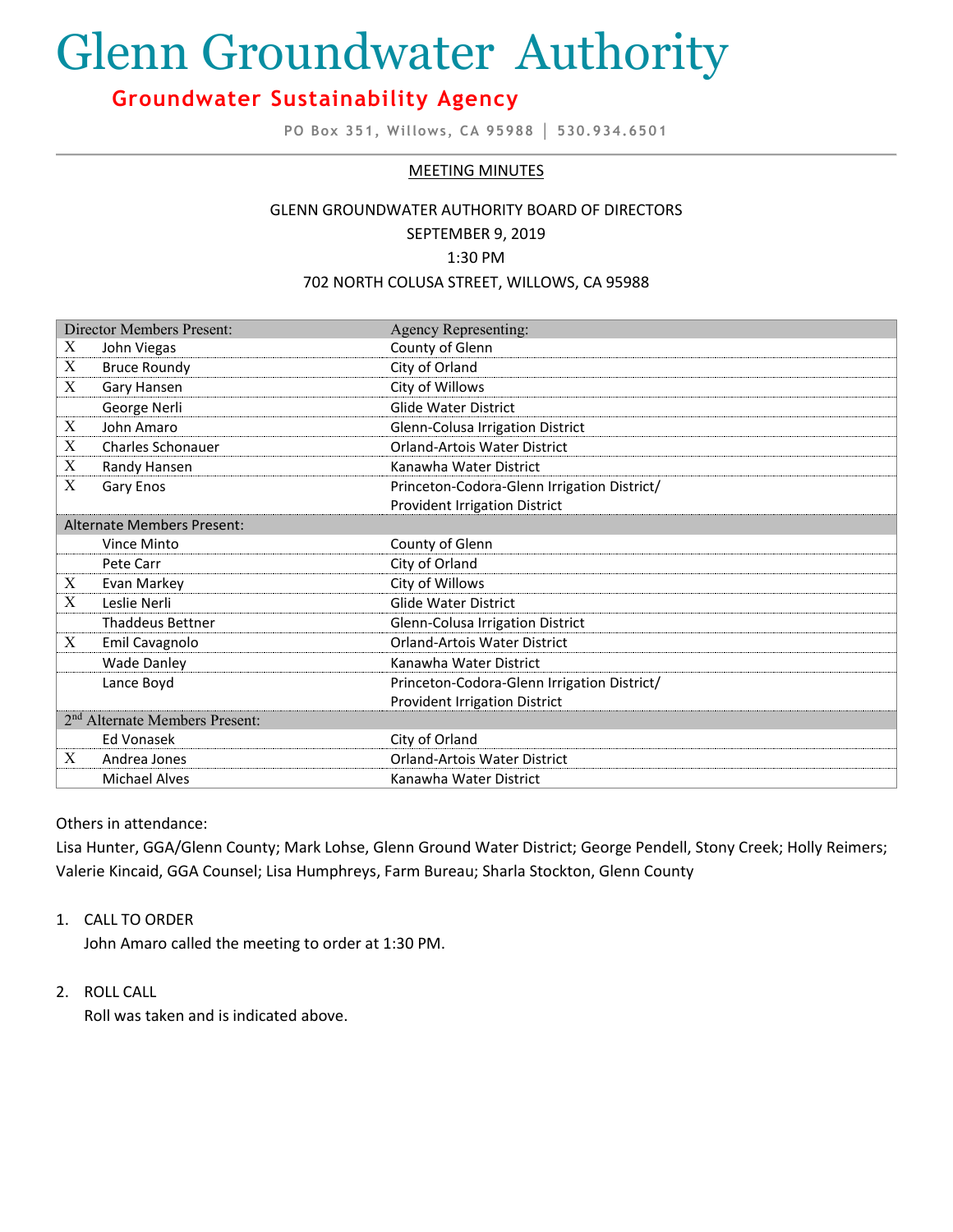# Glenn Groundwater Authority

## Groundwater Sustainability Agency

PO Box 351, Willows, CA 95988 | 530.934.6501

MEETING MINUTES

GLENN GROUNDWATER AUTHORITY BOARD OF DIRECTORS
SEPTEMBER 9, 2019
1:30 PM
702 NORTH COLUSA STREET, WILLOWS, CA 95988

| Director Members Present: | | Agency Representing: |
|---|---|---|
| X | John Viegas | County of Glenn |
| X | Bruce Roundy | City of Orland |
| X | Gary Hansen | City of Willows |
| | George Nerli | Glide Water District |
| X | John Amaro | Glenn-Colusa Irrigation District |
| X | Charles Schonauer | Orland-Artois Water District |
| X | Randy Hansen | Kanawha Water District |
| X | Gary Enos | Princeton-Codora-Glenn Irrigation District/ Provident Irrigation District |
| **Alternate Members Present:** | | |
| | Vince Minto | County of Glenn |
| | Pete Carr | City of Orland |
| X | Evan Markey | City of Willows |
| X | Leslie Nerli | Glide Water District |
| | Thaddeus Bettner | Glenn-Colusa Irrigation District |
| X | Emil Cavagnolo | Orland-Artois Water District |
| | Wade Danley | Kanawha Water District |
| | Lance Boyd | Princeton-Codora-Glenn Irrigation District/ Provident Irrigation District |
| **2nd Alternate Members Present:** | | |
| | Ed Vonasek | City of Orland |
| X | Andrea Jones | Orland-Artois Water District |
| | Michael Alves | Kanawha Water District |

Others in attendance:
Lisa Hunter, GGA/Glenn County; Mark Lohse, Glenn Ground Water District; George Pendell, Stony Creek; Holly Reimers; Valerie Kincaid, GGA Counsel; Lisa Humphreys, Farm Bureau; Sharla Stockton, Glenn County

1. CALL TO ORDER
   John Amaro called the meeting to order at 1:30 PM.

2. ROLL CALL
   Roll was taken and is indicated above.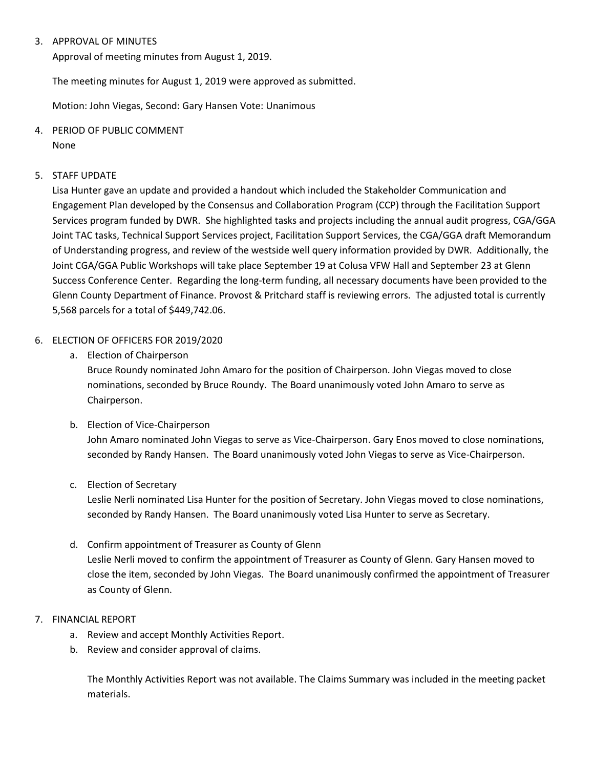3. APPROVAL OF MINUTES

   Approval of meeting minutes from August 1, 2019.

   The meeting minutes for August 1, 2019 were approved as submitted.

   Motion: John Viegas, Second: Gary Hansen Vote: Unanimous

4. PERIOD OF PUBLIC COMMENT

   None

5. STAFF UPDATE

   Lisa Hunter gave an update and provided a handout which included the Stakeholder Communication and Engagement Plan developed by the Consensus and Collaboration Program (CCP) through the Facilitation Support Services program funded by DWR. She highlighted tasks and projects including the annual audit progress, CGA/GGA Joint TAC tasks, Technical Support Services project, Facilitation Support Services, the CGA/GGA draft Memorandum of Understanding progress, and review of the westside well query information provided by DWR. Additionally, the Joint CGA/GGA Public Workshops will take place September 19 at Colusa VFW Hall and September 23 at Glenn Success Conference Center. Regarding the long-term funding, all necessary documents have been provided to the Glenn County Department of Finance. Provost & Pritchard staff is reviewing errors. The adjusted total is currently 5,568 parcels for a total of $449,742.06.

6. ELECTION OF OFFICERS FOR 2019/2020

   a. Election of Chairperson

      Bruce Roundy nominated John Amaro for the position of Chairperson. John Viegas moved to close nominations, seconded by Bruce Roundy. The Board unanimously voted John Amaro to serve as Chairperson.

   b. Election of Vice-Chairperson

      John Amaro nominated John Viegas to serve as Vice-Chairperson. Gary Enos moved to close nominations, seconded by Randy Hansen. The Board unanimously voted John Viegas to serve as Vice-Chairperson.

   c. Election of Secretary

      Leslie Nerli nominated Lisa Hunter for the position of Secretary. John Viegas moved to close nominations, seconded by Randy Hansen. The Board unanimously voted Lisa Hunter to serve as Secretary.

   d. Confirm appointment of Treasurer as County of Glenn

      Leslie Nerli moved to confirm the appointment of Treasurer as County of Glenn. Gary Hansen moved to close the item, seconded by John Viegas. The Board unanimously confirmed the appointment of Treasurer as County of Glenn.

7. FINANCIAL REPORT

   a. Review and accept Monthly Activities Report.
   b. Review and consider approval of claims.

      The Monthly Activities Report was not available. The Claims Summary was included in the meeting packet materials.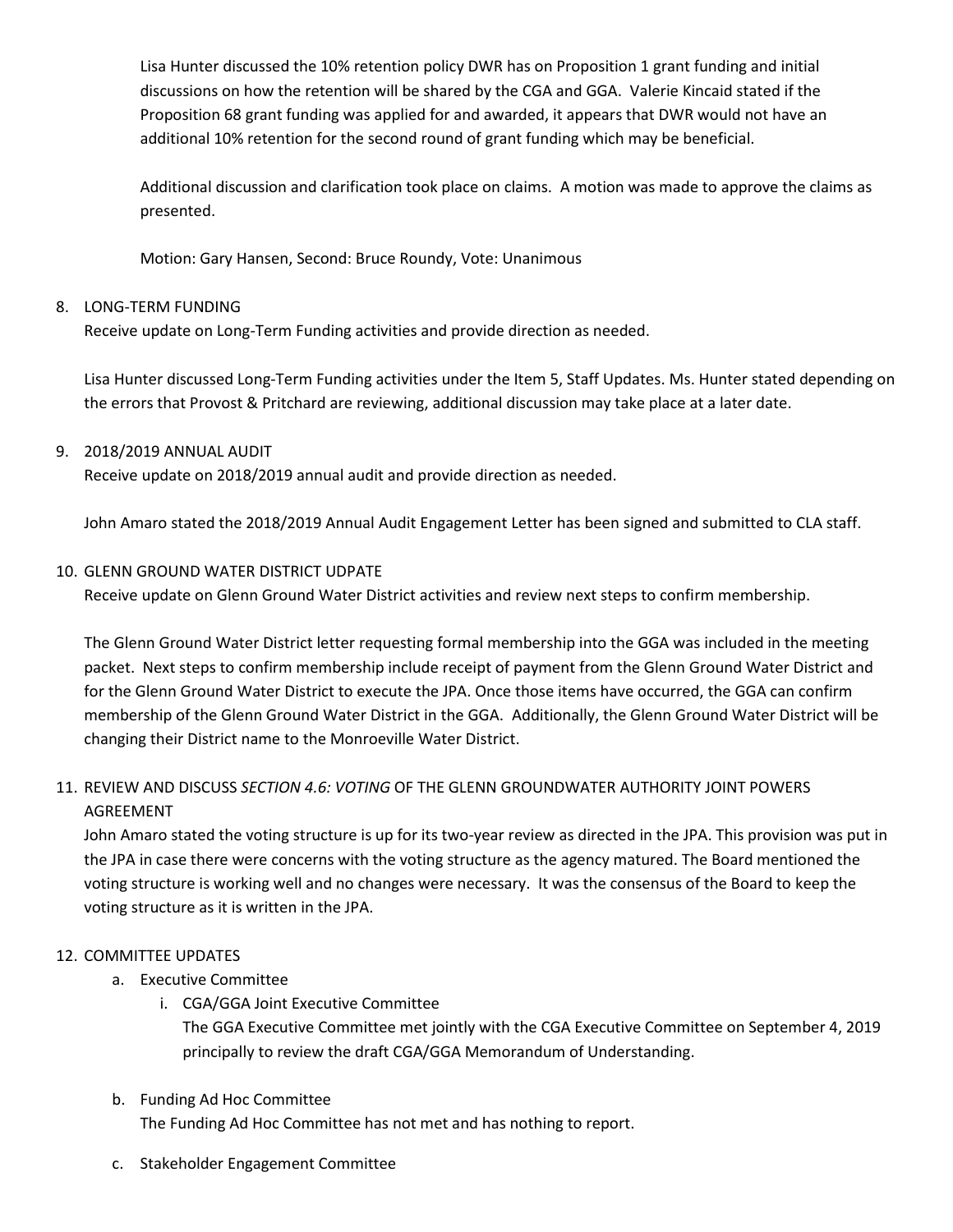Lisa Hunter discussed the 10% retention policy DWR has on Proposition 1 grant funding and initial discussions on how the retention will be shared by the CGA and GGA. Valerie Kincaid stated if the Proposition 68 grant funding was applied for and awarded, it appears that DWR would not have an additional 10% retention for the second round of grant funding which may be beneficial.

Additional discussion and clarification took place on claims. A motion was made to approve the claims as presented.

Motion: Gary Hansen, Second: Bruce Roundy, Vote: Unanimous

8. LONG-TERM FUNDING
   Receive update on Long-Term Funding activities and provide direction as needed.

   Lisa Hunter discussed Long-Term Funding activities under the Item 5, Staff Updates. Ms. Hunter stated depending on the errors that Provost & Pritchard are reviewing, additional discussion may take place at a later date.

9. 2018/2019 ANNUAL AUDIT
   Receive update on 2018/2019 annual audit and provide direction as needed.

   John Amaro stated the 2018/2019 Annual Audit Engagement Letter has been signed and submitted to CLA staff.

10. GLENN GROUND WATER DISTRICT UDPATE
    Receive update on Glenn Ground Water District activities and review next steps to confirm membership.

    The Glenn Ground Water District letter requesting formal membership into the GGA was included in the meeting packet. Next steps to confirm membership include receipt of payment from the Glenn Ground Water District and for the Glenn Ground Water District to execute the JPA. Once those items have occurred, the GGA can confirm membership of the Glenn Ground Water District in the GGA. Additionally, the Glenn Ground Water District will be changing their District name to the Monroeville Water District.

11. REVIEW AND DISCUSS *SECTION 4.6: VOTING* OF THE GLENN GROUNDWATER AUTHORITY JOINT POWERS AGREEMENT
    John Amaro stated the voting structure is up for its two-year review as directed in the JPA. This provision was put in the JPA in case there were concerns with the voting structure as the agency matured. The Board mentioned the voting structure is working well and no changes were necessary. It was the consensus of the Board to keep the voting structure as it is written in the JPA.

12. COMMITTEE UPDATES
    a. Executive Committee
       i. CGA/GGA Joint Executive Committee
          The GGA Executive Committee met jointly with the CGA Executive Committee on September 4, 2019 principally to review the draft CGA/GGA Memorandum of Understanding.

    b. Funding Ad Hoc Committee
       The Funding Ad Hoc Committee has not met and has nothing to report.

    c. Stakeholder Engagement Committee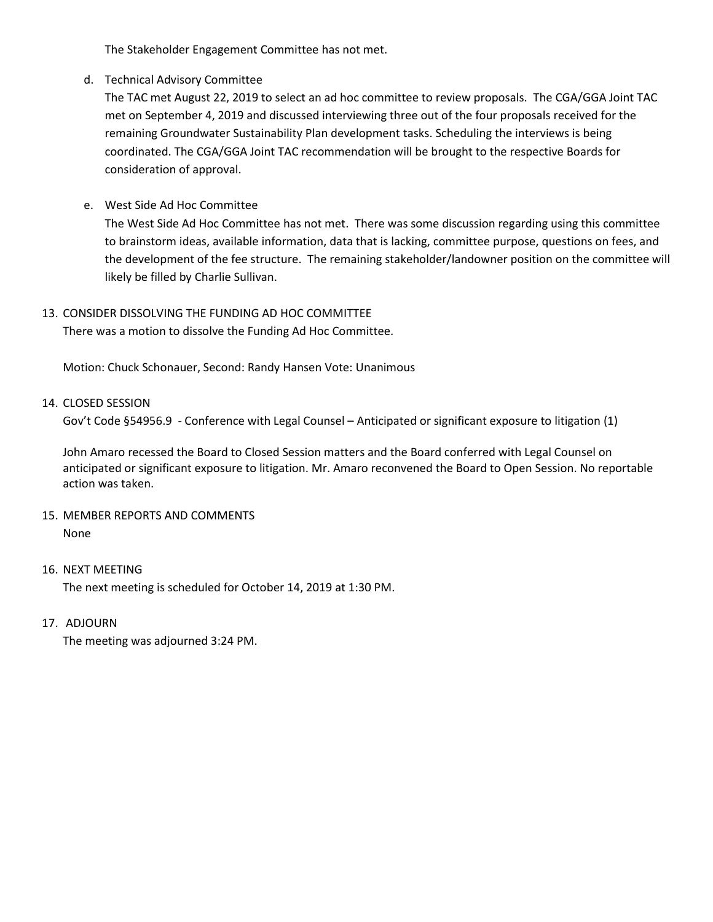The Stakeholder Engagement Committee has not met.

d. Technical Advisory Committee

   The TAC met August 22, 2019 to select an ad hoc committee to review proposals. The CGA/GGA Joint TAC met on September 4, 2019 and discussed interviewing three out of the four proposals received for the remaining Groundwater Sustainability Plan development tasks. Scheduling the interviews is being coordinated. The CGA/GGA Joint TAC recommendation will be brought to the respective Boards for consideration of approval.

e. West Side Ad Hoc Committee

   The West Side Ad Hoc Committee has not met. There was some discussion regarding using this committee to brainstorm ideas, available information, data that is lacking, committee purpose, questions on fees, and the development of the fee structure. The remaining stakeholder/landowner position on the committee will likely be filled by Charlie Sullivan.

13. CONSIDER DISSOLVING THE FUNDING AD HOC COMMITTEE

    There was a motion to dissolve the Funding Ad Hoc Committee.

    Motion: Chuck Schonauer, Second: Randy Hansen Vote: Unanimous

14. CLOSED SESSION

    Gov't Code §54956.9 - Conference with Legal Counsel – Anticipated or significant exposure to litigation (1)

    John Amaro recessed the Board to Closed Session matters and the Board conferred with Legal Counsel on anticipated or significant exposure to litigation. Mr. Amaro reconvened the Board to Open Session. No reportable action was taken.

15. MEMBER REPORTS AND COMMENTS

    None

16. NEXT MEETING

    The next meeting is scheduled for October 14, 2019 at 1:30 PM.

17. ADJOURN

    The meeting was adjourned 3:24 PM.